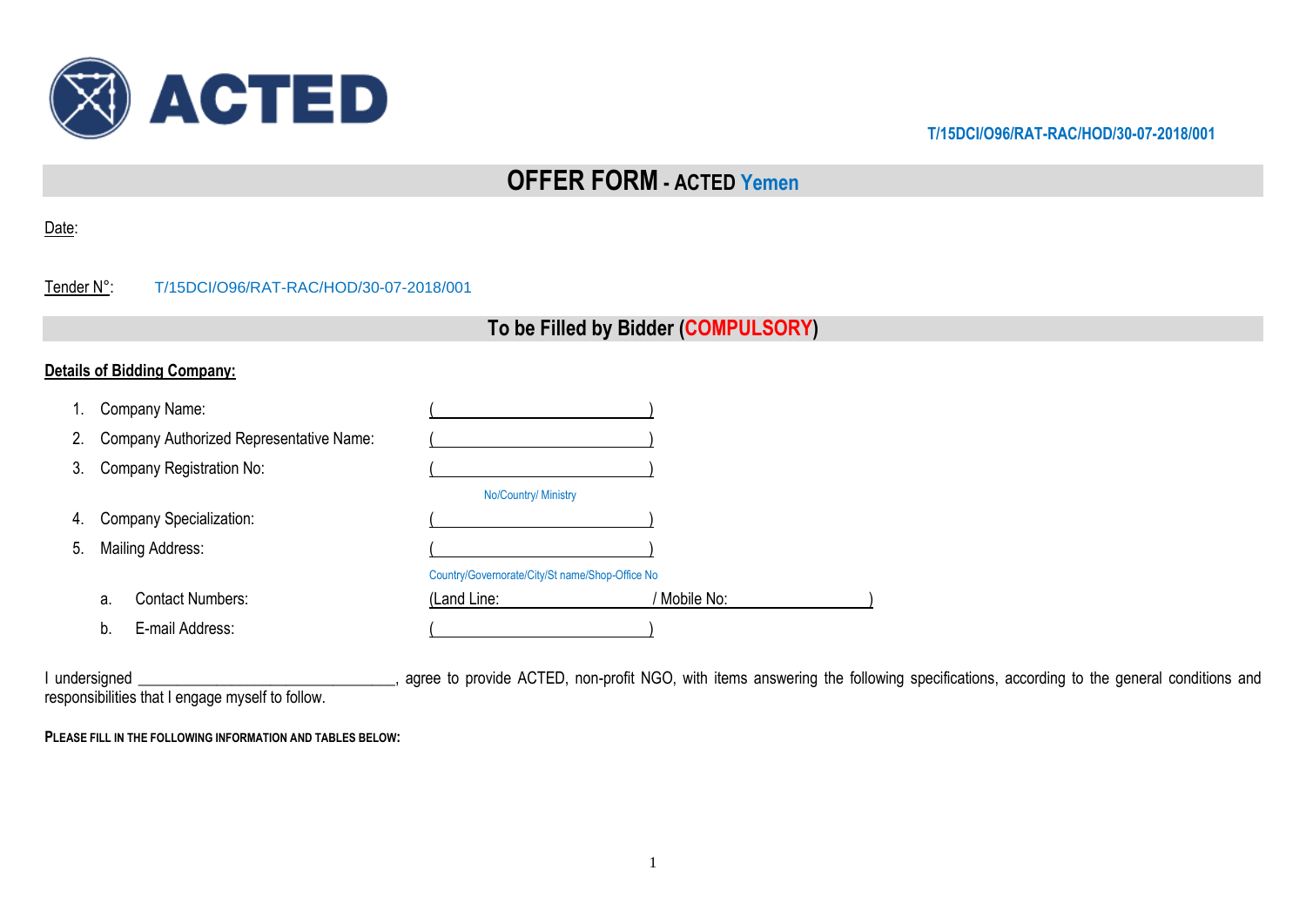T/15DCI/O96/RAT-RAC/HOD/30-07-2018/001

# OFFER FORM - ACTED Yemen

Date:

Tender N°: T/15DCI/O96/RAT-RAC/HOD/30-07-2018/001

## To be Filled by Bidder (COMPULSORY)

**Details of Bidding Company:**

1. Company Name: (______________________________)
2. Company Authorized Representative Name: (______________________________)
3. Company Registration No: (______________________________)
   No/Country/ Ministry
4. Company Specialization: (______________________________)
5. Mailing Address: (______________________________)
   Country/Governorate/City/St name/Shop-Office No
   a. Contact Numbers: (Land Line: / Mobile No: )
   b. E-mail Address: (______________________________)

I undersigned ________________________________, agree to provide ACTED, non-profit NGO, with items answering the following specifications, according to the general conditions and responsibilities that I engage myself to follow.

**PLEASE FILL IN THE FOLLOWING INFORMATION AND TABLES BELOW:**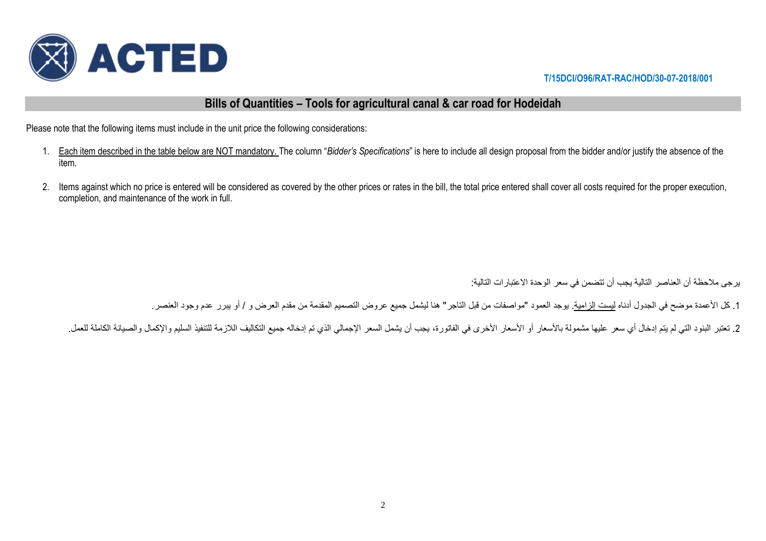T/15DCI/O96/RAT-RAC/HOD/30-07-2018/001

## Bills of Quantities – Tools for agricultural canal & car road for Hodeidah

Please note that the following items must include in the unit price the following considerations:

1. <u>Each item described in the table below are NOT mandatory.</u> The column "*Bidder's Specifications*" is here to include all design proposal from the bidder and/or justify the absence of the item.

2. Items against which no price is entered will be considered as covered by the other prices or rates in the bill, the total price entered shall cover all costs required for the proper execution, completion, and maintenance of the work in full.

يرجى ملاحظة أن العناصر التالية يجب أن تتضمن في سعر الوحدة الاعتبارات التالية:

1. كل الأعمدة موضح في الجدول أدناه <u>ليست إلزامية</u>. يوجد العمود "مواصفات من قبل التاجر" هنا ليشمل جميع عروض التصميم المقدمة من مقدم العرض و / أو يبرر عدم وجود العنصر.

2. تعتبر البنود التي لم يتم إدخال أي سعر عليها مشمولة بالأسعار أو الأسعار الأخرى في الفاتورة، يجب أن يشمل السعر الإجمالي الذي تم إدخاله جميع التكاليف اللازمة للتنفيذ السليم والإكمال والصيانة الكاملة للعمل.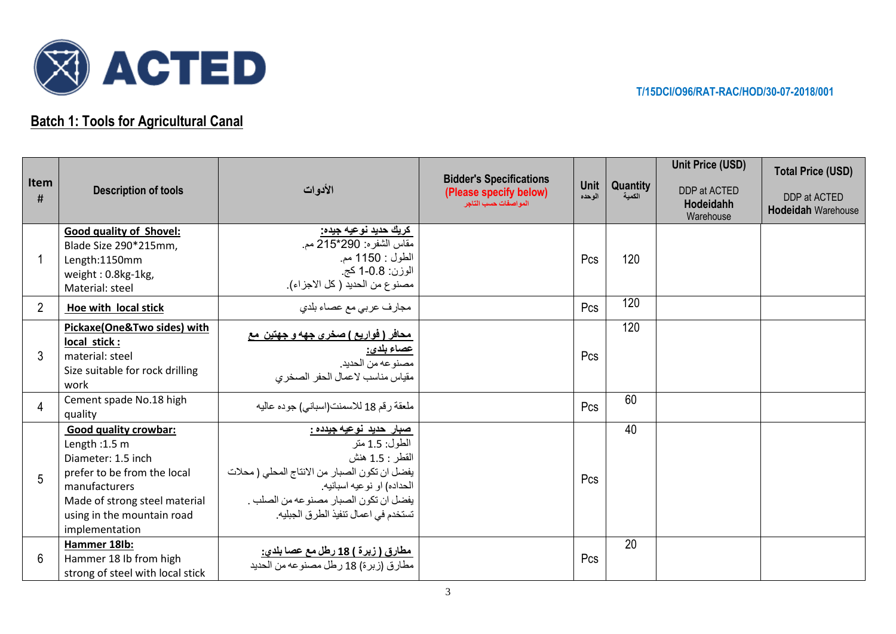T/15DCI/O96/RAT-RAC/HOD/30-07-2018/001

## Batch 1: Tools for Agricultural Canal

| Item # | Description of tools | الأدوات | Bidder's Specifications (Please specify below) المواصفات حسب التاجر | Unit الوحده | Quantity الكمية | Unit Price (USD) DDP at ACTED **Hodeidahh** Warehouse | Total Price (USD) DDP at ACTED **Hodeidah** Warehouse |
|---|---|---|---|---|---|---|---|
| 1 | **Good quality of Shovel:** Blade Size 290*215mm, Length:1150mm weight : 0.8kg-1kg, Material: steel | **كريك حديد نوعيه جيده:** مقاس الشفره: 290*215 مم. الطول : 1150 مم. الوزن: 0.8-1 كج. مصنوع من الحديد ( كل الاجزاء). | | Pcs | 120 | | |
| 2 | **Hoe with local stick** | مجارف عربي مع عصاء بلدي | | Pcs | 120 | | |
| 3 | **Pickaxe(One&Two sides) with local stick :** material: steel Size suitable for rock drilling work | **محافر ( فواريع ) صخري جهه و جهتين مع عصاء بلدي:** مصنوعه من الحديد. مقياس مناسب لاعمال الحفر الصخري | | Pcs | 120 | | |
| 4 | Cement spade No.18 high quality | ملعقة رقم 18 للاسمنت(اسباني) جوده عاليه | | Pcs | 60 | | |
| 5 | **Good quality crowbar:** Length :1.5 m Diameter: 1.5 inch prefer to be from the local manufacturers Made of strong steel material using in the mountain road implementation | **صبار حديد نوعيه جييده :** الطول: 1.5 متر القطر : 1.5 هنش يفضل ان تكون الصبار من الانتاج المحلي ( محلات الحداده) او نوعيه اسبانيه. يفضل ان تكون الصبار مصنوعه من الصلب . تستخدم في اعمال تنفيذ الطرق الجبليه. | | Pcs | 40 | | |
| 6 | **Hammer 18lb:** Hammer 18 Ib from high strong of steel with local stick | **مطارق ( زبرة ) 18 رطل مع عصا بلدي:** مطارق (زبرة) 18 رطل مصنوعه من الحديد | | Pcs | 20 | | |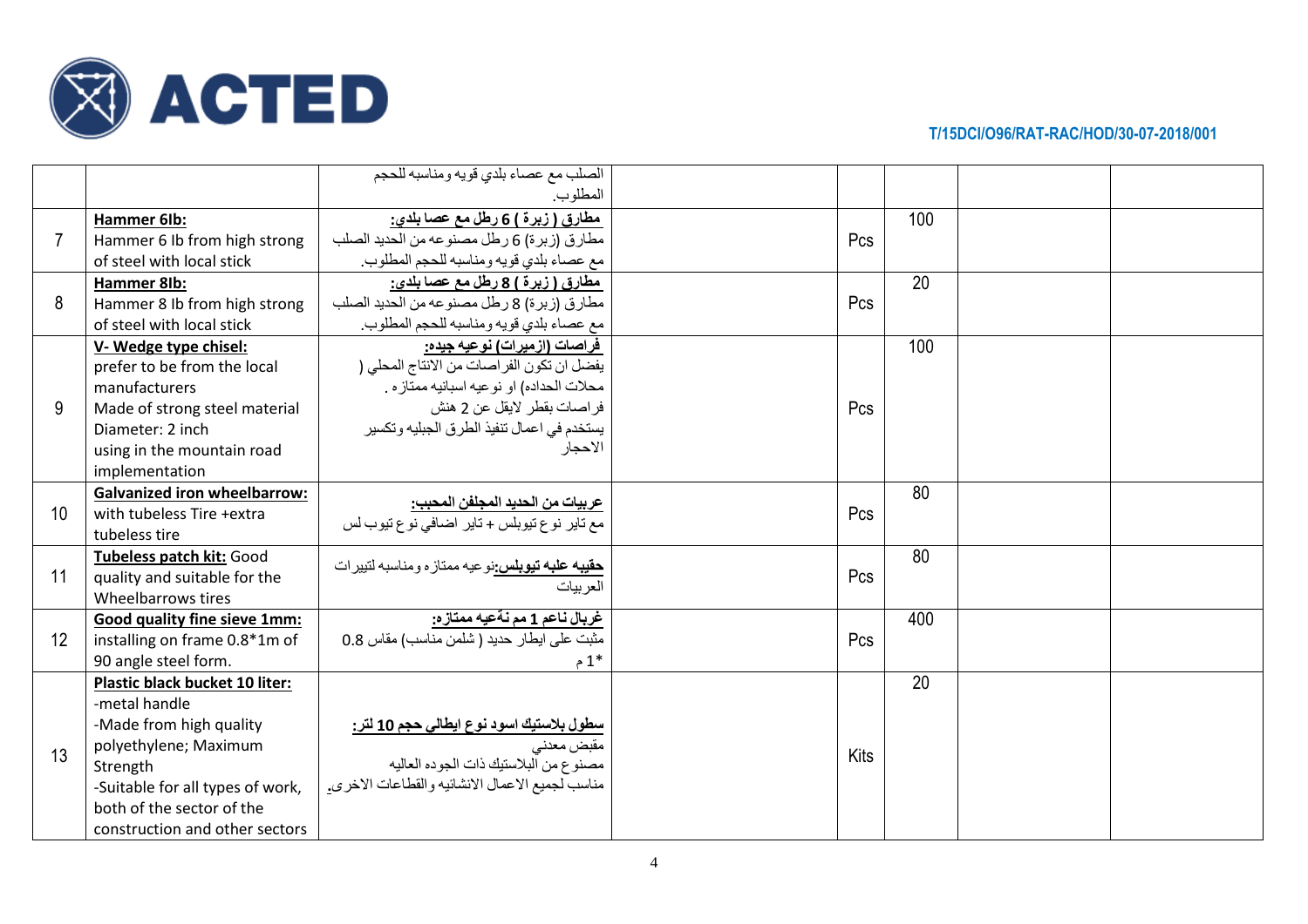| | | | | | | | |
|---|---|---|---|---|---|---|---|
| | | الصلب مع عصاء بلدي قويه ومناسبه للحجم المطلوب. | | | | | |
| 7 | **Hammer 6lb:** Hammer 6 Ib from high strong of steel with local stick | **مطارق ( زبرة ) 6 رطل مع عصا بلدي:** مطارق (زبرة) 6 رطل مصنوعه من الحديد الصلب مع عصاء بلدي قويه ومناسبه للحجم المطلوب. | | Pcs | 100 | | |
| 8 | **Hammer 8lb:** Hammer 8 Ib from high strong of steel with local stick | **مطارق ( زبرة ) 8 رطل مع عصا بلدي:** مطارق (زبرة) 8 رطل مصنوعه من الحديد الصلب مع عصاء بلدي قويه ومناسبه للحجم المطلوب. | | Pcs | 20 | | |
| 9 | **V- Wedge type chisel:** prefer to be from the local manufacturers Made of strong steel material Diameter: 2 inch using in the mountain road implementation | **فراصات (ازميرات) نوعيه جيده:** يفضل ان تكون الفراصات من الانتاج المحلي ( محلات الحداده) او نوعيه اسبانيه ممتازه . فراصات بقطر لايقل عن 2 هنش يستخدم في اعمال تنفيذ الطرق الجبليه وتكسير الاحجار | | Pcs | 100 | | |
| 10 | **Galvanized iron wheelbarrow:** with tubeless Tire +extra tubeless tire | **عربيات من الحديد المجلفن المحبب:** مع تاير نوع تيوبلس + تاير اضافي نوع تيوب لس | | Pcs | 80 | | |
| 11 | **Tubeless patch kit:** Good quality and suitable for the Wheelbarrows tires | **حقيبه علبه تيوبلس:**نوعيه ممتازه ومناسبه لتييرات العربيات | | Pcs | 80 | | |
| 12 | **Good quality fine sieve 1mm:** installing on frame 0.8*1m of 90 angle steel form. | **غربال ناعم 1 مم نةعيه ممتازه:** مثبت على ايطار حديد ( شلمن مناسب) مقاس 0.8 *1 م | | Pcs | 400 | | |
| 13 | **Plastic black bucket 10 liter:** -metal handle -Made from high quality polyethylene; Maximum Strength -Suitable for all types of work, both of the sector of the construction and other sectors | **سطول بلاستيك اسود نوع ايطالي حجم 10 لتر:** مقبض معدني مصنوع من البلاستيك ذات الجوده العاليه مناسب لجميع الاعمال الانشائيه والقطاعات الاخرى. | | Kits | 20 | | |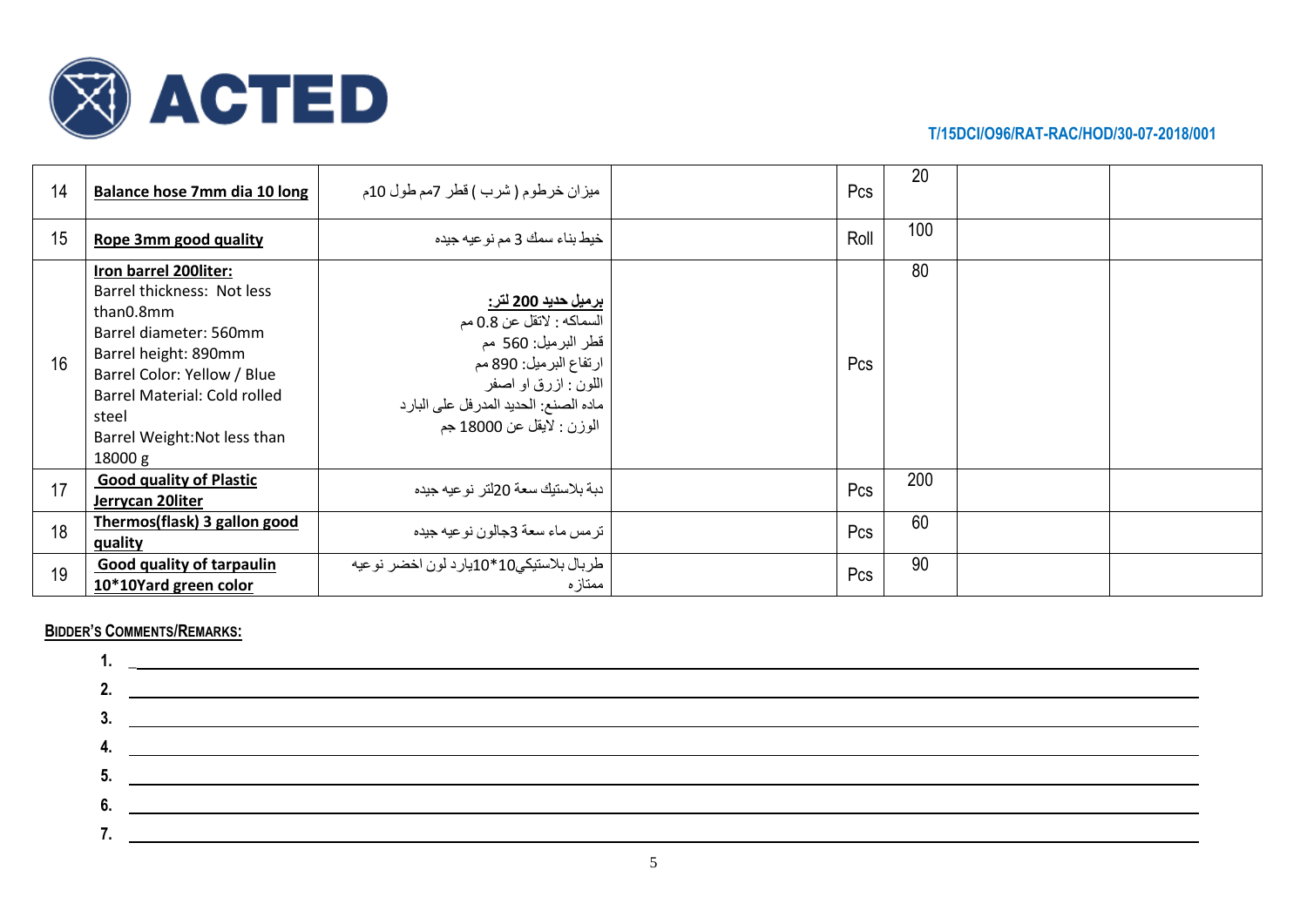T/15DCI/O96/RAT-RAC/HOD/30-07-2018/001

| | | | | | | | |
|---|---|---|---|---|---|---|---|
| 14 | **Balance hose 7mm dia 10 long** | ميزان خرطوم ( شرب ) قطر 7مم طول 10م | | Pcs | 20 | | |
| 15 | **Rope 3mm good quality** | خيط بناء سمك 3 مم نوعيه جيده | | Roll | 100 | | |
| 16 | **Iron barrel 200liter:**<br>Barrel thickness: Not less than0.8mm<br>Barrel diameter: 560mm<br>Barrel height: 890mm<br>Barrel Color: Yellow / Blue<br>Barrel Material: Cold rolled steel<br>Barrel Weight:Not less than 18000 g | **برميل حديد 200 لتر:**<br>السماكه : لاتقل عن 0.8 مم<br>قطر البرميل: 560 مم<br>ارتفاع البرميل: 890 مم<br>اللون : ازرق او اصفر<br>ماده الصنع: الحديد المدرفل على البارد<br>الوزن : لايقل عن 18000 جم | | Pcs | 80 | | |
| 17 | **Good quality of Plastic Jerrycan 20liter** | دبة بلاستيك سعة 20لتر نوعيه جيده | | Pcs | 200 | | |
| 18 | **Thermos(flask) 3 gallon good quality** | ترمس ماء سعة 3جالون نوعيه جيده | | Pcs | 60 | | |
| 19 | **Good quality of tarpaulin 10*10Yard green color** | طربال بلاستيكي10*10يارد لون اخضر نوعيه ممتازه | | Pcs | 90 | | |

**BIDDER'S COMMENTS/REMARKS:**

1. _
2. 
3. 
4. 
5. 
6. 
7.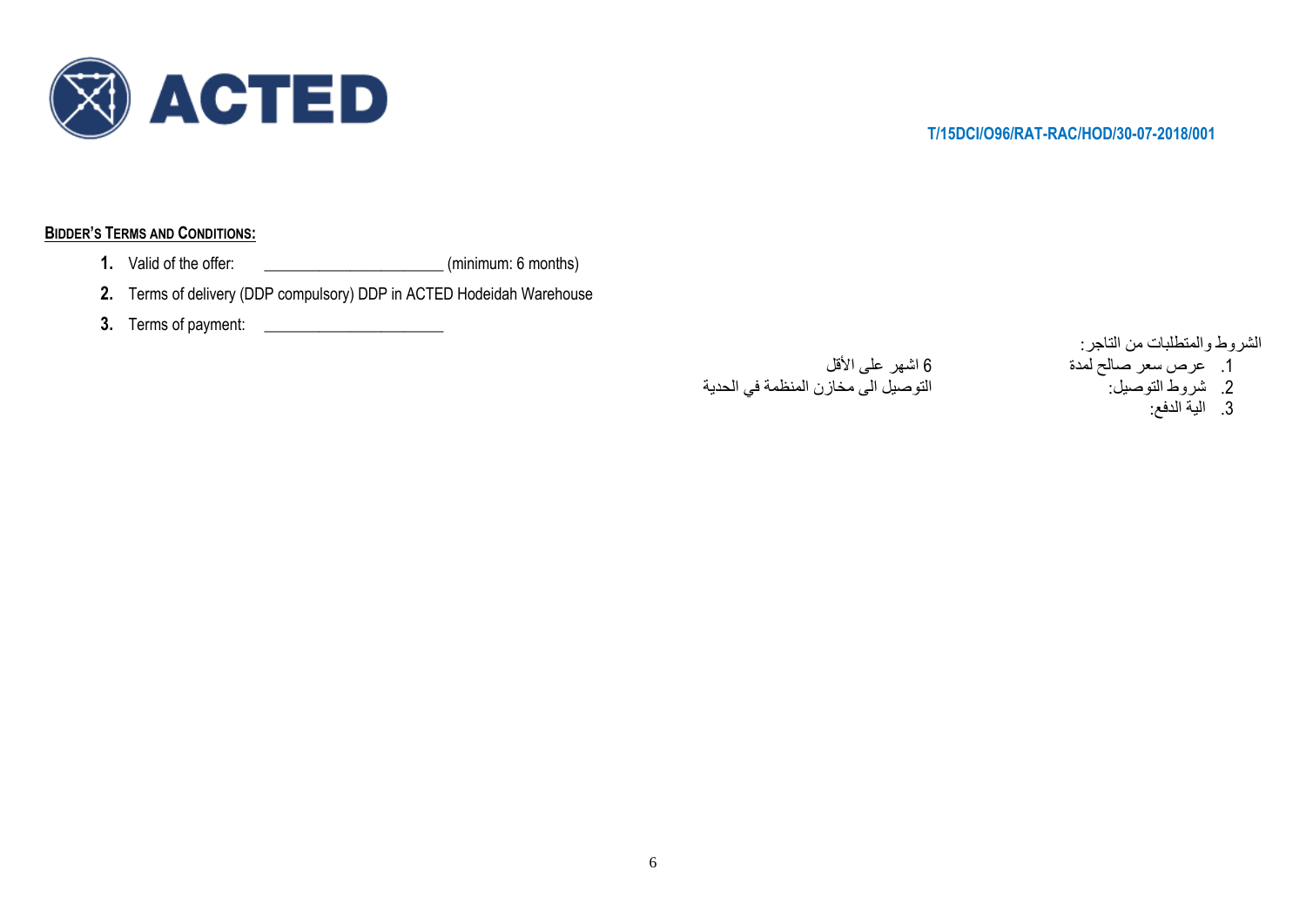T/15DCI/O96/RAT-RAC/HOD/30-07-2018/001

**BIDDER'S TERMS AND CONDITIONS:**

1. Valid of the offer: ______________________ (minimum: 6 months)
2. Terms of delivery (DDP compulsory) DDP in ACTED Hodeidah Warehouse
3. Terms of payment: ______________________

الشروط والمتطلبات من التاجر:

1. عرض سعر صالح لمدة 6 اشهر على الأقل
2. شروط التوصيل: التوصيل الى مخازن المنظمة في الحدية
3. الية الدفع: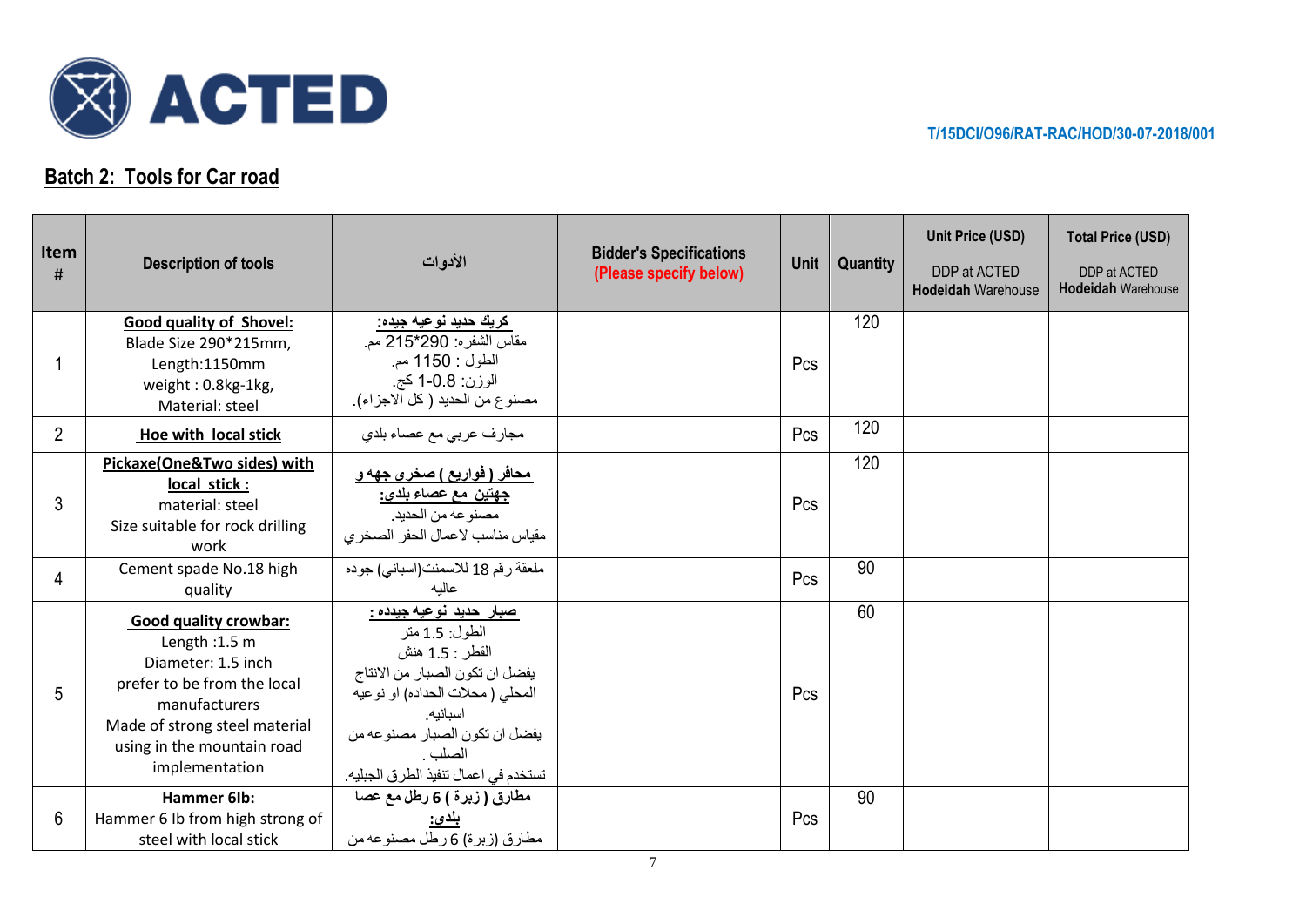ACTED

T/15DCI/O96/RAT-RAC/HOD/30-07-2018/001

## Batch 2: Tools for Car road

| Item # | Description of tools | الأدوات | Bidder's Specifications (Please specify below) | Unit | Quantity | Unit Price (USD) DDP at ACTED **Hodeidah** Warehouse | Total Price (USD) DDP at ACTED **Hodeidah** Warehouse |
|---|---|---|---|---|---|---|---|
| 1 | **Good quality of Shovel:** Blade Size 290*215mm, Length:1150mm weight : 0.8kg-1kg, Material: steel | **كريك حديد نوعيه جيده:** مقاس الشفره: 290*215 مم. الطول : 1150 مم. الوزن: 0.8-1 كج. مصنوع من الحديد ( كل الاجزاء). | | Pcs | 120 | | |
| 2 | **Hoe with local stick** | مجارف عربي مع عصاء بلدي | | Pcs | 120 | | |
| 3 | **Pickaxe(One&Two sides) with local stick :** material: steel Size suitable for rock drilling work | **محافر ( فواريع ) صخرى جهه و جهتين مع عصاء بلدي:** مصنوعه من الحديد. مقياس مناسب لاعمال الحفر الصخري | | Pcs | 120 | | |
| 4 | Cement spade No.18 high quality | ملعقة رقم 18 للاسمنت(اسباني) جوده عاليه | | Pcs | 90 | | |
| 5 | **Good quality crowbar:** Length :1.5 m Diameter: 1.5 inch prefer to be from the local manufacturers Made of strong steel material using in the mountain road implementation | **صبار حديد نوعيه جيدده :** الطول: 1.5 متر القطر : 1.5 هنش يفضل ان تكون الصبار من الانتاج المحلي ( محلات الحداده) او نوعيه اسبانيه. يفضل ان تكون الصبار مصنوعه من الصلب . تستخدم في اعمال تنفيذ الطرق الجبليه. | | Pcs | 60 | | |
| 6 | **Hammer 6lb:** Hammer 6 lb from high strong of steel with local stick | **مطارق ( زبرة ) 6 رطل مع عصا بلدي:** مطارق (زبرة) 6 رطل مصنوعه من | | Pcs | 90 | | |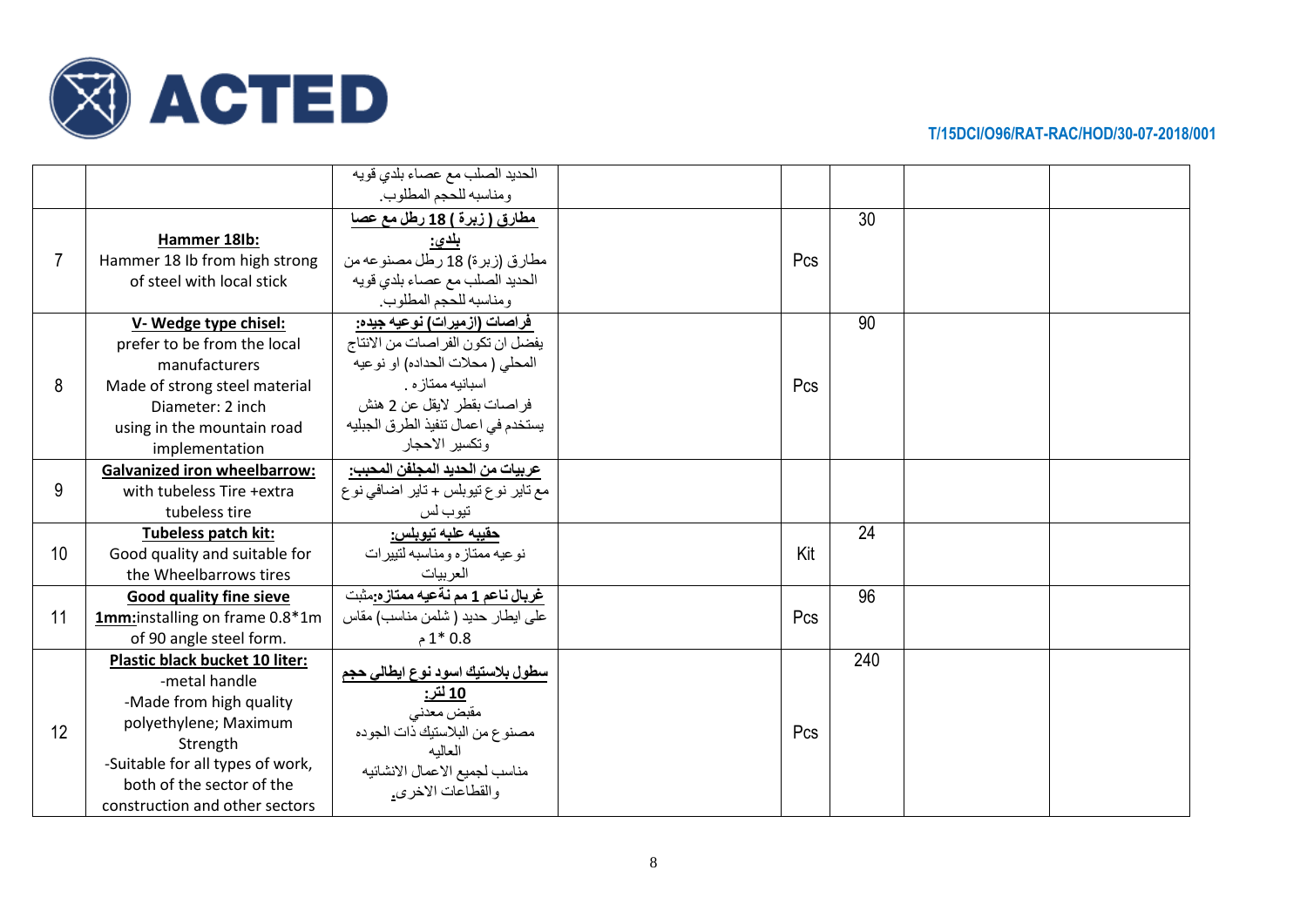T/15DCI/O96/RAT-RAC/HOD/30-07-2018/001

| | | | | | | | |
|---|---|---|---|---|---|---|---|
| | | الحديد الصلب مع عصاء بلدي قويه ومناسبه للحجم المطلوب. | | | | | |
| 7 | **Hammer 18lb:** Hammer 18 lb from high strong of steel with local stick | **مطارق ( زبرة ) 18 رطل مع عصا بلدي:** مطارق (زبرة) 18 رطل مصنوعه من الحديد الصلب مع عصاء بلدي قويه ومناسبه للحجم المطلوب. | | Pcs | 30 | | |
| 8 | **V- Wedge type chisel:** prefer to be from the local manufacturers Made of strong steel material Diameter: 2 inch using in the mountain road implementation | **فراصات (ازميرات) نوعيه جيده:** يفضل ان تكون الفراصات من الانتاج المحلي ( محلات الحداده) او نوعيه اسبانيه ممتازه . فراصات بقطر لايقل عن 2 هنش يستخدم في اعمال تنفيذ الطرق الجبليه وتكسير الاحجار | | Pcs | 90 | | |
| 9 | **Galvanized iron wheelbarrow:** with tubeless Tire +extra tubeless tire | **عربيات من الحديد المجلفن المحبب:** مع تاير نوع تيوبلس + تاير اضافي نوع تيوب لس | | | | | |
| 10 | **Tubeless patch kit:** Good quality and suitable for the Wheelbarrows tires | **حقيبه علبه تيوبلس:** نوعيه ممتازه ومناسبه لتيرات العربيات | | Kit | 24 | | |
| 11 | **Good quality fine sieve 1mm:** installing on frame 0.8*1m of 90 angle steel form. | **غربال ناعم 1 مم نةعيه ممتازه:** مثبت على ايطار حديد ( شلمن مناسب) مقاس 0.8 *1 م | | Pcs | 96 | | |
| 12 | **Plastic black bucket 10 liter:** -metal handle -Made from high quality polyethylene; Maximum Strength -Suitable for all types of work, both of the sector of the construction and other sectors | **سطول بلاستيك اسود نوع ايطالى حجم 10 لتر:** مقبض معدني مصنوع من البلاستيك ذات الجوده العاليه مناسب لجميع الاعمال الانشائيه والقطاعات الاخرى. | | Pcs | 240 | | |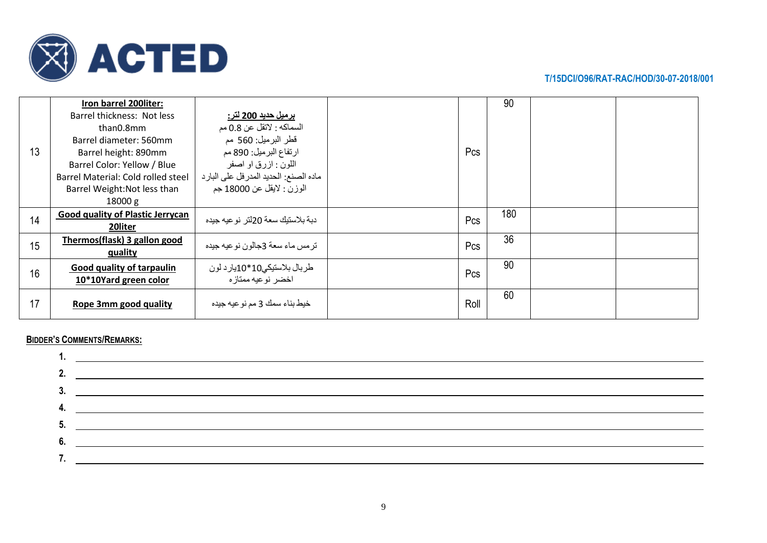T/15DCI/O96/RAT-RAC/HOD/30-07-2018/001

| | | | | | | | |
|---|---|---|---|---|---|---|---|
| 13 | **Iron barrel 200liter:**<br>Barrel thickness: Not less than0.8mm<br>Barrel diameter: 560mm<br>Barrel height: 890mm<br>Barrel Color: Yellow / Blue<br>Barrel Material: Cold rolled steel<br>Barrel Weight:Not less than 18000 g | **برميل حديد 200 لتر:**<br>السماكه : لاتقل عن 0.8 مم<br>قطر البرميل: 560 مم<br>ارتفاع البرميل: 890 مم<br>اللون : ازرق او اصفر<br>ماده الصنع: الحديد المدرفل على البارد<br>الوزن : لايقل عن 18000 جم | | Pcs | 90 | | |
| 14 | **Good quality of Plastic Jerrycan 20liter** | دبة بلاستيك سعة 20لتر نوعيه جيده | | Pcs | 180 | | |
| 15 | **Thermos(flask) 3 gallon good quality** | ترمس ماء سعة 3جالون نوعيه جيده | | Pcs | 36 | | |
| 16 | **Good quality of tarpaulin 10*10Yard green color** | طربال بلاستيكي10*10يارد لون اخضر نوعيه ممتازه | | Pcs | 90 | | |
| 17 | **Rope 3mm good quality** | خيط بناء سمك 3 مم نوعيه جيده | | Roll | 60 | | |

**BIDDER'S COMMENTS/REMARKS:**

1. ______________________________
2. ______________________________
3. ______________________________
4. ______________________________
5. ______________________________
6. ______________________________
7. ______________________________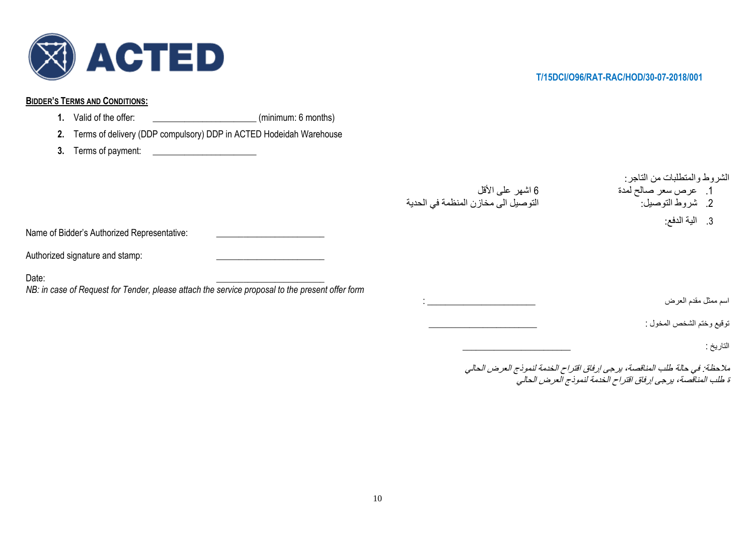T/15DCI/O96/RAT-RAC/HOD/30-07-2018/001

**BIDDER'S TERMS AND CONDITIONS:**

1. Valid of the offer: ______________________ (minimum: 6 months)
2. Terms of delivery (DDP compulsory) DDP in ACTED Hodeidah Warehouse
3. Terms of payment: ______________________

الشروط والمتطلبات من التاجر:

1. عرض سعر صالح لمدة 6 اشهر على الأقل
2. شروط التوصيل: التوصيل الى مخازن المنظمة في الحدية
3. الية الدفع:

Name of Bidder's Authorized Representative: ______________________

Authorized signature and stamp: ______________________

Date: ______________________

*NB: in case of Request for Tender, please attach the service proposal to the present offer form*

اسم ممثل مقدم العرض : ______________________

توقيع وختم الشخص المخول : ______________________

التاريخ : ______________________

*ملاحظة: في حالة طلب المناقصة، يرجى إرفاق اقتراح الخدمة لنموذج العرض الحالي*
*ة طلب المناقصة، يرجى إرفاق اقتراح الخدمة لنموذج العرض الحالي*